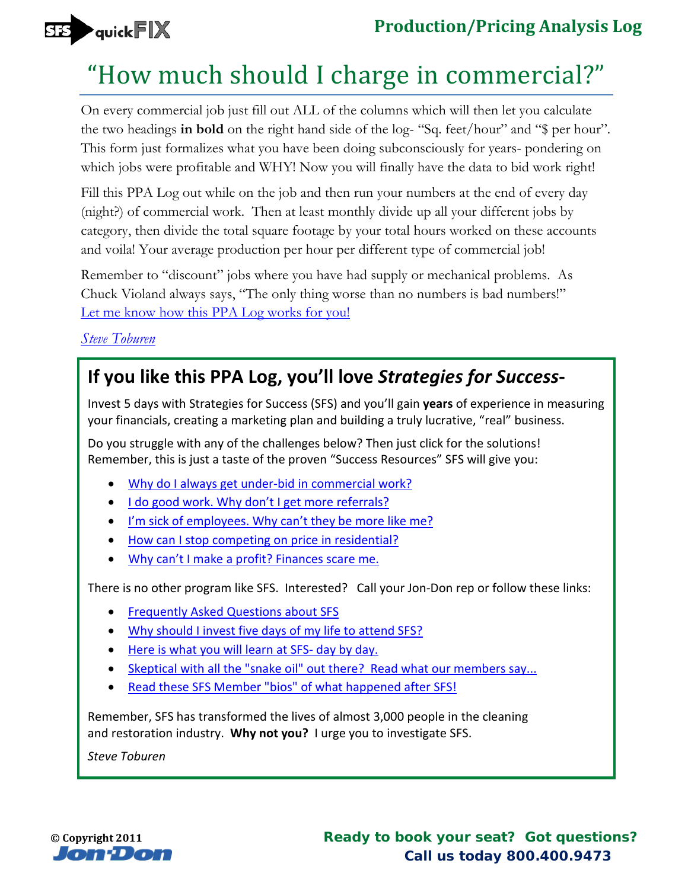SFS quickFIX

**Production/Pricing Analysis Log**

# "How much should I charge in commercial?"

On every commercial job just fill out ALL of the columns which will then let you calculate the two headings **in bold** on the right hand side of the log- "Sq. feet/hour" and "$ per hour". This form just formalizes what you have been doing subconsciously for years- pondering on which jobs were profitable and WHY! Now you will finally have the data to bid work right!

Fill this PPA Log out while on the job and then run your numbers at the end of every day (night?) of commercial work. Then at least monthly divide up all your different jobs by category, then divide the total square footage by your total hours worked on these accounts and voila! Your average production per hour per different type of commercial job!

Remember to "discount" jobs where you have had supply or mechanical problems. As Chuck Violand always says, "The only thing worse than no numbers is bad numbers!" Let me know how this PPA Log works for you!

*Steve Toburen*

## If you like this PPA Log, you'll love *Strategies for Success*-

Invest 5 days with Strategies for Success (SFS) and you'll gain **years** of experience in measuring your financials, creating a marketing plan and building a truly lucrative, "real" business.

Do you struggle with any of the challenges below? Then just click for the solutions! Remember, this is just a taste of the proven "Success Resources" SFS will give you:

- Why do I always get under-bid in commercial work?
- I do good work. Why don't I get more referrals?
- I'm sick of employees. Why can't they be more like me?
- How can I stop competing on price in residential?
- Why can't I make a profit? Finances scare me.

There is no other program like SFS. Interested? Call your Jon-Don rep or follow these links:

- Frequently Asked Questions about SFS
- Why should I invest five days of my life to attend SFS?
- Here is what you will learn at SFS- day by day.
- Skeptical with all the "snake oil" out there? Read what our members say...
- Read these SFS Member "bios" of what happened after SFS!

Remember, SFS has transformed the lives of almost 3,000 people in the cleaning and restoration industry. **Why not you?** I urge you to investigate SFS.

*Steve Toburen*

© Copyright 2011
Jon-Don

**Ready to book your seat? Got questions?**
**Call us today 800.400.9473**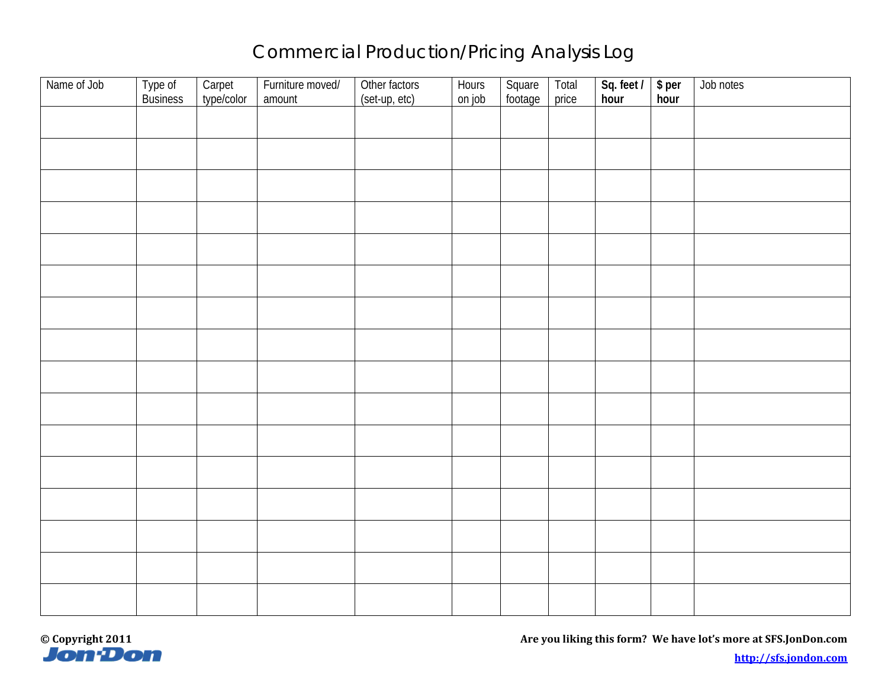# Commercial Production/Pricing Analysis Log

| Name of Job | Type of Business | Carpet type/color | Furniture moved/ amount | Other factors (set-up, etc) | Hours on job | Square footage | Total price | **Sq. feet / hour** | **$ per hour** | Job notes |
|---|---|---|---|---|---|---|---|---|---|---|
| | | | | | | | | | | |
| | | | | | | | | | | |
| | | | | | | | | | | |
| | | | | | | | | | | |
| | | | | | | | | | | |
| | | | | | | | | | | |
| | | | | | | | | | | |
| | | | | | | | | | | |
| | | | | | | | | | | |
| | | | | | | | | | | |
| | | | | | | | | | | |
| | | | | | | | | | | |
| | | | | | | | | | | |
| | | | | | | | | | | |
| | | | | | | | | | | |
| | | | | | | | | | | |

**© Copyright 2011**

Jon-Don

**Are you liking this form? We have lot's more at SFS.JonDon.com**

**http://sfs.jondon.com**